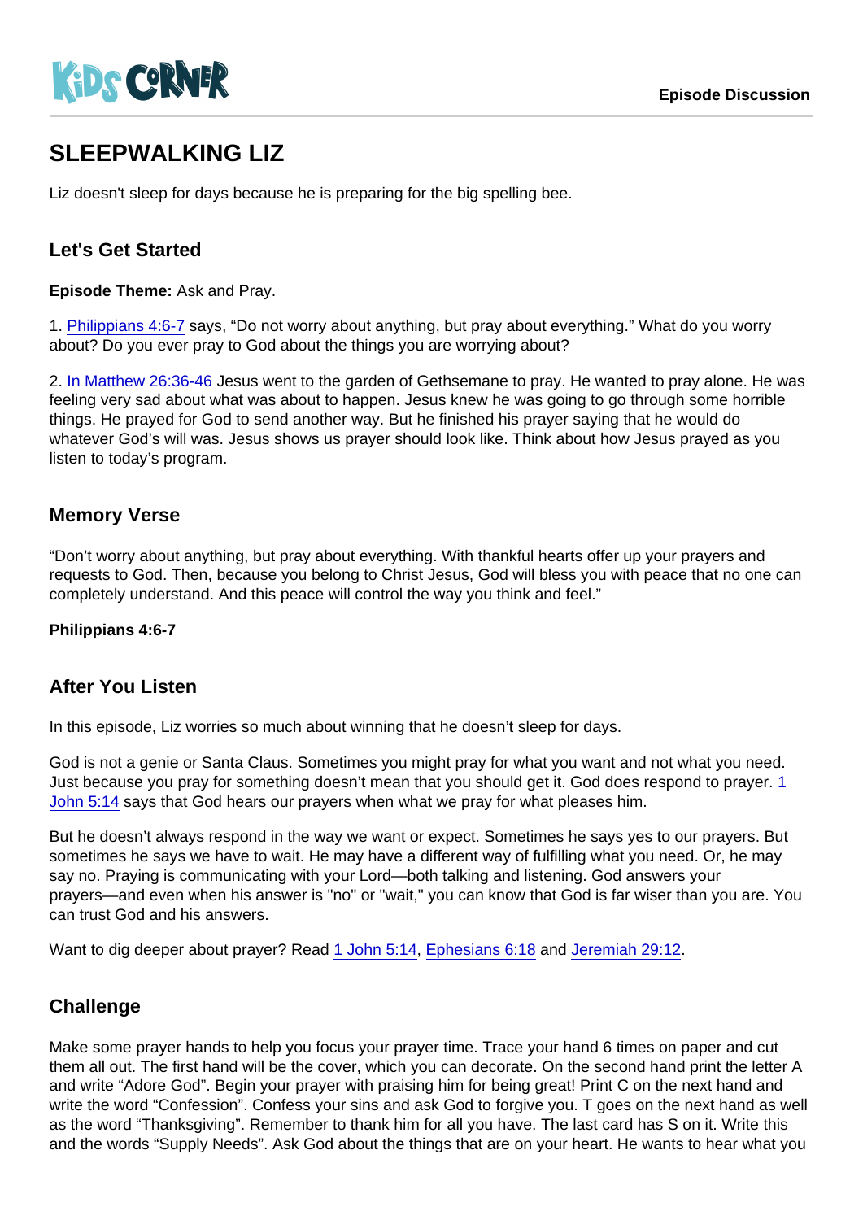# SLEEPWALKING LIZ

Liz doesn't sleep for days because he is preparing for the big spelling bee.

## Let's Get Started

**Episode Theme:** Ask and Pray.

1. Philippians 4:6-7 says, “Do not worry about anything, but pray about everything.” What do you worry about? Do you ever pray to God about the things you are worrying about?

2. In Matthew 26:36-46 Jesus went to the garden of Gethsemane to pray. He wanted to pray alone. He was feeling very sad about what was about to happen. Jesus knew he was going to go through some horrible things. He prayed for God to send another way. But he finished his prayer saying that he would do whatever God’s will was. Jesus shows us prayer should look like. Think about how Jesus prayed as you listen to today’s program.

## Memory Verse

“Don’t worry about anything, but pray about everything. With thankful hearts offer up your prayers and requests to God. Then, because you belong to Christ Jesus, God will bless you with peace that no one can completely understand. And this peace will control the way you think and feel.”

**Philippians 4:6-7**

## After You Listen

In this episode, Liz worries so much about winning that he doesn’t sleep for days.

God is not a genie or Santa Claus. Sometimes you might pray for what you want and not what you need. Just because you pray for something doesn’t mean that you should get it. God does respond to prayer. 1 John 5:14 says that God hears our prayers when what we pray for what pleases him.

But he doesn’t always respond in the way we want or expect. Sometimes he says yes to our prayers. But sometimes he says we have to wait. He may have a different way of fulfilling what you need. Or, he may say no. Praying is communicating with your Lord—both talking and listening. God answers your prayers—and even when his answer is "no" or "wait," you can know that God is far wiser than you are. You can trust God and his answers.

Want to dig deeper about prayer? Read 1 John 5:14, Ephesians 6:18 and Jeremiah 29:12.

## Challenge

Make some prayer hands to help you focus your prayer time. Trace your hand 6 times on paper and cut them all out. The first hand will be the cover, which you can decorate. On the second hand print the letter A and write “Adore God”. Begin your prayer with praising him for being great! Print C on the next hand and write the word “Confession”. Confess your sins and ask God to forgive you. T goes on the next hand as well as the word “Thanksgiving”. Remember to thank him for all you have. The last card has S on it. Write this and the words “Supply Needs”. Ask God about the things that are on your heart. He wants to hear what you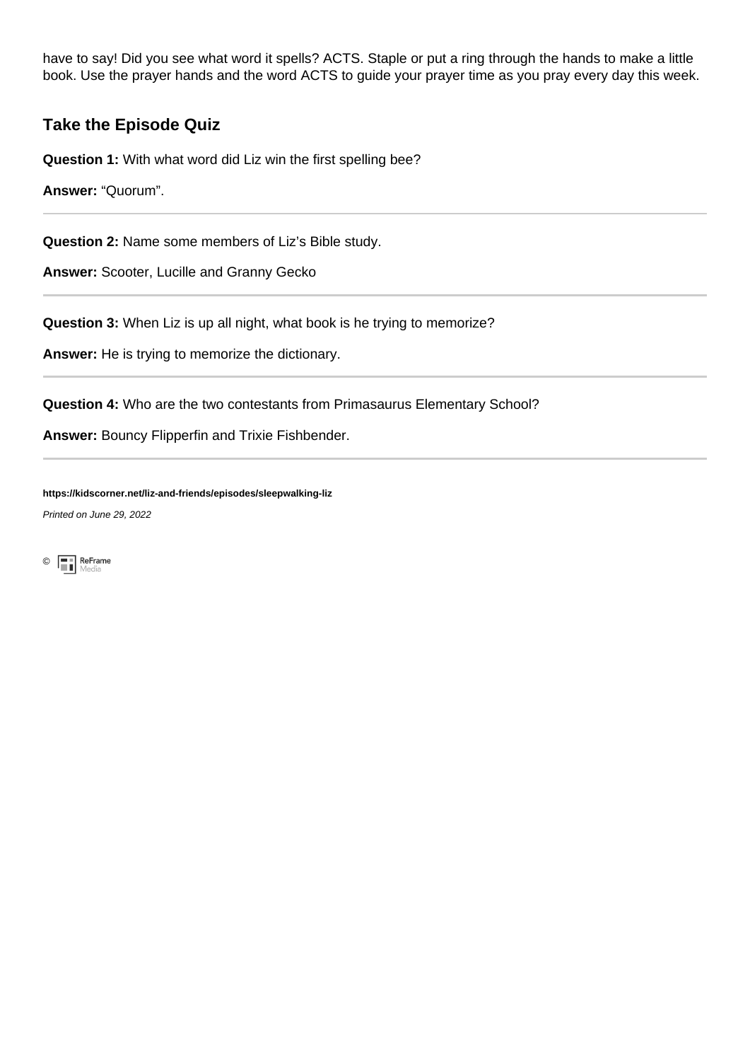have to say! Did you see what word it spells? ACTS. Staple or put a ring through the hands to make a little book. Use the prayer hands and the word ACTS to guide your prayer time as you pray every day this week.

## Take the Episode Quiz

**Question 1:** With what word did Liz win the first spelling bee?

**Answer:** “Quorum”.

---

**Question 2:** Name some members of Liz’s Bible study.

**Answer:** Scooter, Lucille and Granny Gecko

---

**Question 3:** When Liz is up all night, what book is he trying to memorize?

**Answer:** He is trying to memorize the dictionary.

---

**Question 4:** Who are the two contestants from Primasaurus Elementary School?

**Answer:** Bouncy Flipperfin and Trixie Fishbender.

---

**https://kidscorner.net/liz-and-friends/episodes/sleepwalking-liz**

*Printed on June 29, 2022*

© ReFrame Media